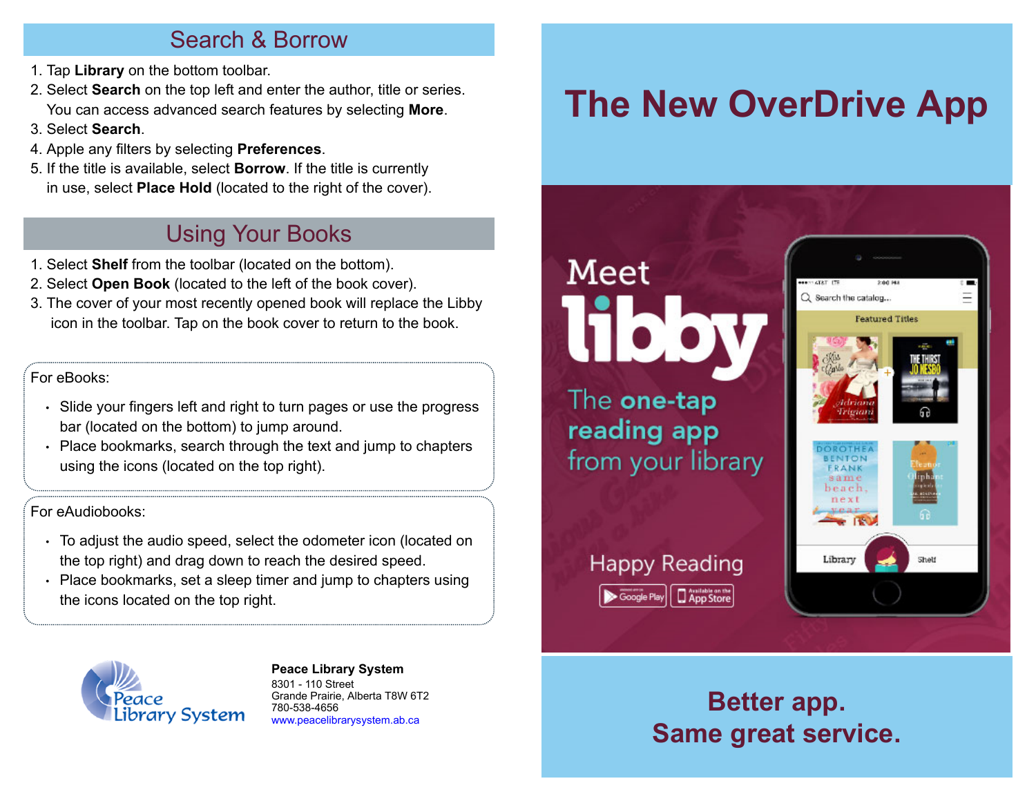## Search & Borrow

1. Tap **Library** on the bottom toolbar.
2. Select **Search** on the top left and enter the author, title or series. You can access advanced search features by selecting **More**.
3. Select **Search**.
4. Apple any filters by selecting **Preferences**.
5. If the title is available, select **Borrow**. If the title is currently in use, select **Place Hold** (located to the right of the cover).

## Using Your Books

1. Select **Shelf** from the toolbar (located on the bottom).
2. Select **Open Book** (located to the left of the book cover).
3. The cover of your most recently opened book will replace the Libby icon in the toolbar. Tap on the book cover to return to the book.

For eBooks:

- Slide your fingers left and right to turn pages or use the progress bar (located on the bottom) to jump around.
- Place bookmarks, search through the text and jump to chapters using the icons (located on the top right).

For eAudiobooks:

- To adjust the audio speed, select the odometer icon (located on the top right) and drag down to reach the desired speed.
- Place bookmarks, set a sleep timer and jump to chapters using the icons located on the top right.

Peace Library System

**Peace Library System**
8301 - 110 Street
Grande Prairie, Alberta T8W 6T2
780-538-4656
www.peacelibrarysystem.ab.ca

# The New OverDrive App

Meet libby

The one-tap reading app from your library

Happy Reading

Google Play | Available on the App Store

**Better app.**
**Same great service.**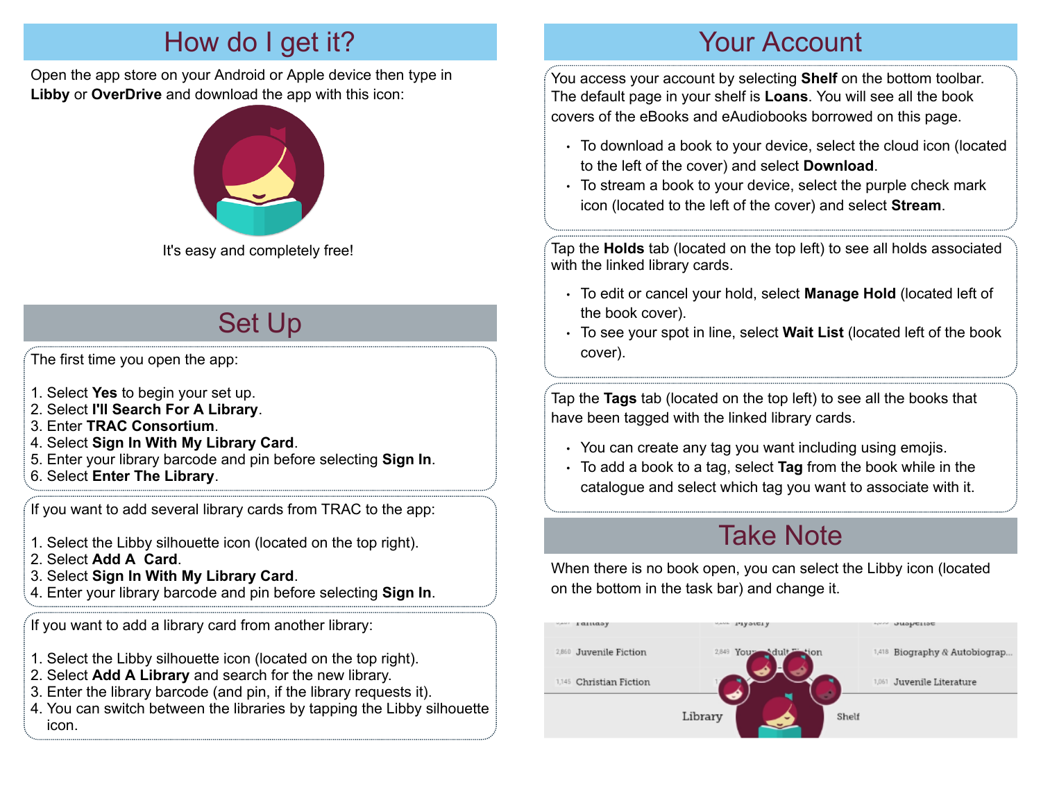# How do I get it?

Open the app store on your Android or Apple device then type in **Libby** or **OverDrive** and download the app with this icon:

It's easy and completely free!

# Set Up

The first time you open the app:

1. Select **Yes** to begin your set up.
2. Select **I'll Search For A Library**.
3. Enter **TRAC Consortium**.
4. Select **Sign In With My Library Card**.
5. Enter your library barcode and pin before selecting **Sign In**.
6. Select **Enter The Library**.

If you want to add several library cards from TRAC to the app:

1. Select the Libby silhouette icon (located on the top right).
2. Select **Add A Card**.
3. Select **Sign In With My Library Card**.
4. Enter your library barcode and pin before selecting **Sign In**.

If you want to add a library card from another library:

1. Select the Libby silhouette icon (located on the top right).
2. Select **Add A Library** and search for the new library.
3. Enter the library barcode (and pin, if the library requests it).
4. You can switch between the libraries by tapping the Libby silhouette icon.

# Your Account

You access your account by selecting **Shelf** on the bottom toolbar. The default page in your shelf is **Loans**. You will see all the book covers of the eBooks and eAudiobooks borrowed on this page.

- To download a book to your device, select the cloud icon (located to the left of the cover) and select **Download**.
- To stream a book to your device, select the purple check mark icon (located to the left of the cover) and select **Stream**.

Tap the **Holds** tab (located on the top left) to see all holds associated with the linked library cards.

- To edit or cancel your hold, select **Manage Hold** (located left of the book cover).
- To see your spot in line, select **Wait List** (located left of the book cover).

Tap the **Tags** tab (located on the top left) to see all the books that have been tagged with the linked library cards.

- You can create any tag you want including using emojis.
- To add a book to a tag, select **Tag** from the book while in the catalogue and select which tag you want to associate with it.

# Take Note

When there is no book open, you can select the Libby icon (located on the bottom in the task bar) and change it.